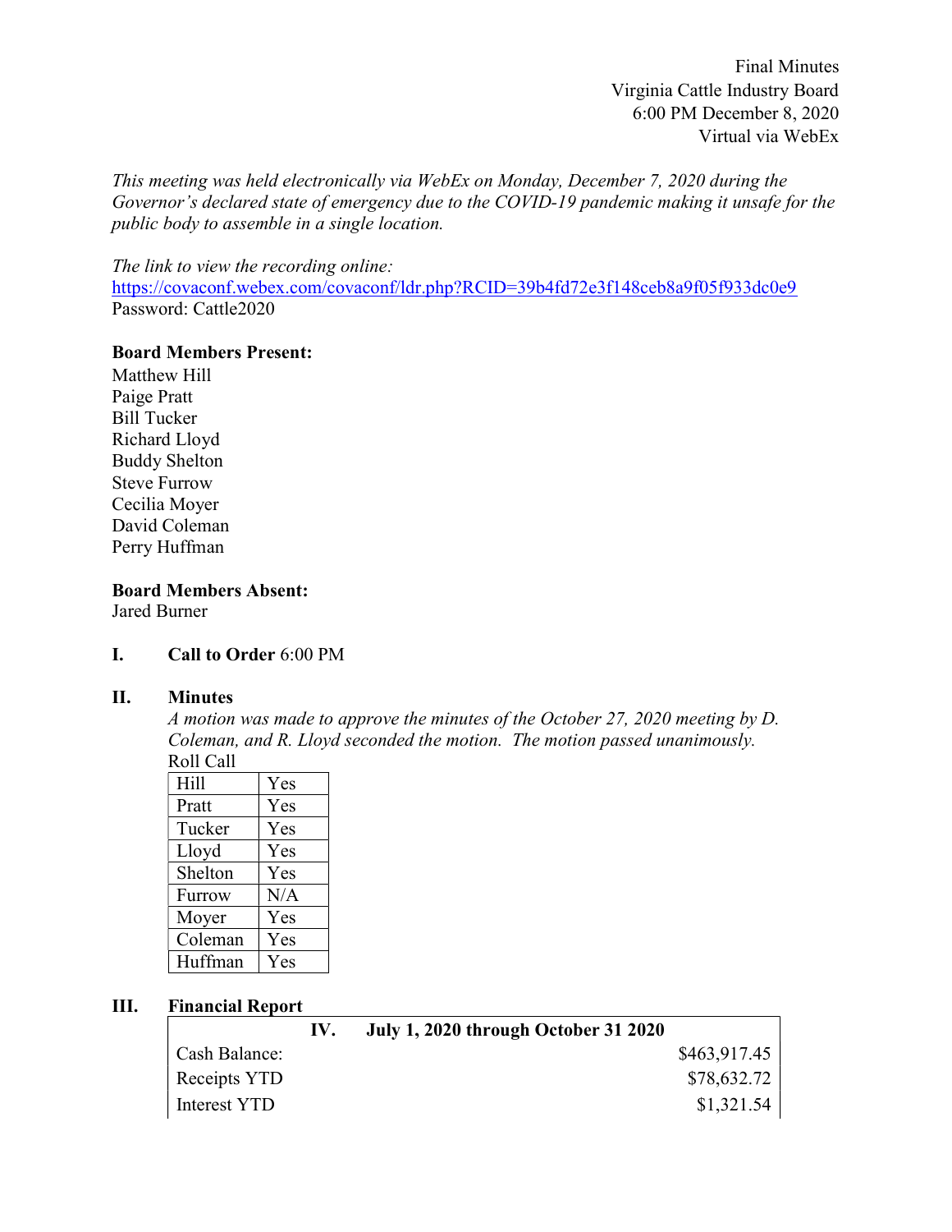Final Minutes
Virginia Cattle Industry Board
6:00 PM December 8, 2020
Virtual via WebEx

*This meeting was held electronically via WebEx on Monday, December 7, 2020 during the Governor's declared state of emergency due to the COVID-19 pandemic making it unsafe for the public body to assemble in a single location.*

*The link to view the recording online:*
https://covaconf.webex.com/covaconf/ldr.php?RCID=39b4fd72e3f148ceb8a9f05f933dc0e9
Password: Cattle2020

**Board Members Present:**
Matthew Hill
Paige Pratt
Bill Tucker
Richard Lloyd
Buddy Shelton
Steve Furrow
Cecilia Moyer
David Coleman
Perry Huffman

**Board Members Absent:**
Jared Burner

**I. Call to Order** 6:00 PM

**II. Minutes**

*A motion was made to approve the minutes of the October 27, 2020 meeting by D. Coleman, and R. Lloyd seconded the motion. The motion passed unanimously.*

Roll Call

| | |
|---|---|
| Hill | Yes |
| Pratt | Yes |
| Tucker | Yes |
| Lloyd | Yes |
| Shelton | Yes |
| Furrow | N/A |
| Moyer | Yes |
| Coleman | Yes |
| Huffman | Yes |

**III. Financial Report**

| **IV. July 1, 2020 through October 31 2020** | |
|---|---|
| Cash Balance: | $463,917.45 |
| Receipts YTD | $78,632.72 |
| Interest YTD | $1,321.54 |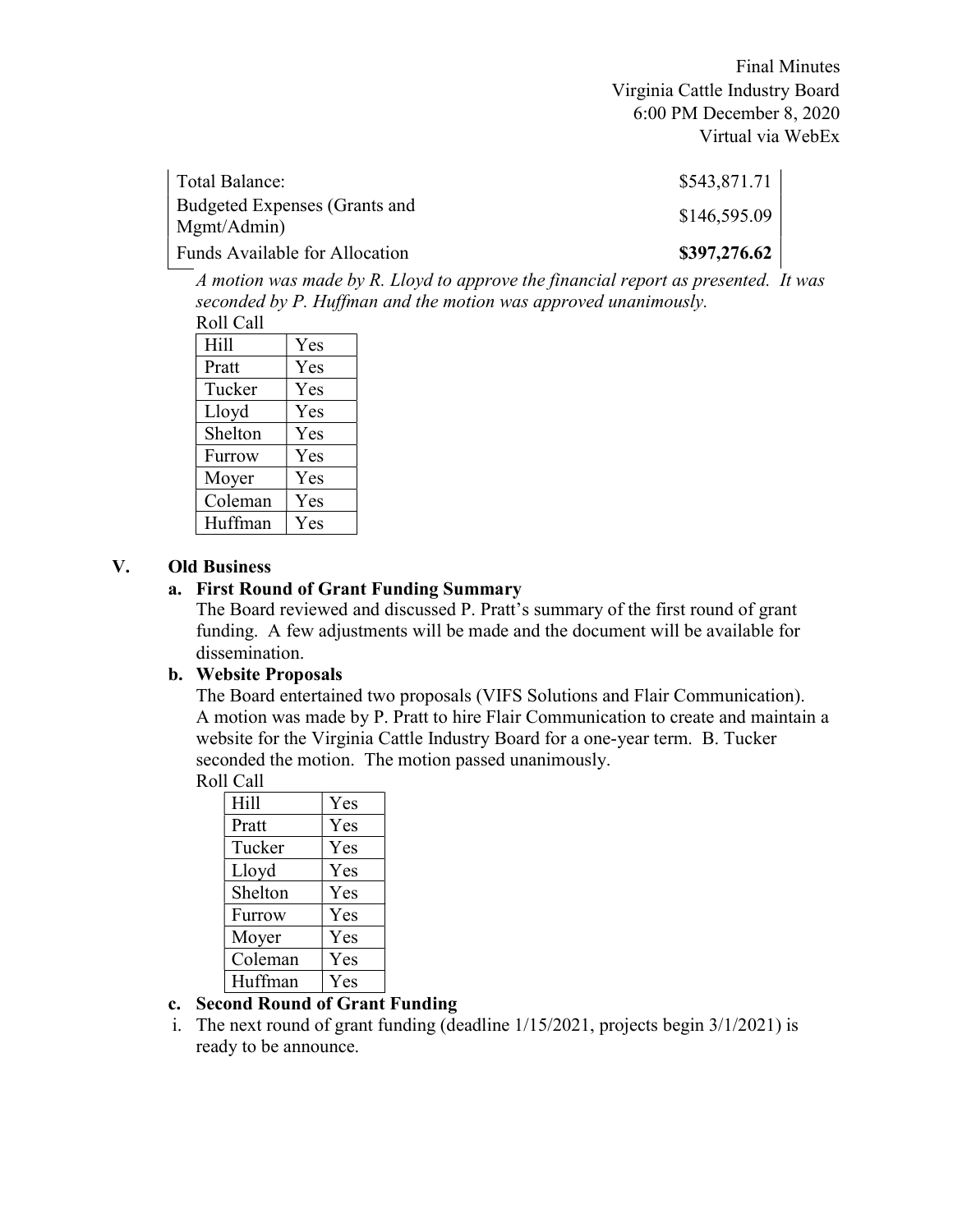Final Minutes
Virginia Cattle Industry Board
6:00 PM December 8, 2020
Virtual via WebEx

| | |
|---|---|
| Total Balance: | $543,871.71 |
| Budgeted Expenses (Grants and Mgmt/Admin) | $146,595.09 |
| Funds Available for Allocation | **$397,276.62** |

*A motion was made by R. Lloyd to approve the financial report as presented. It was seconded by P. Huffman and the motion was approved unanimously.*

Roll Call

| | |
|---|---|
| Hill | Yes |
| Pratt | Yes |
| Tucker | Yes |
| Lloyd | Yes |
| Shelton | Yes |
| Furrow | Yes |
| Moyer | Yes |
| Coleman | Yes |
| Huffman | Yes |

## V. Old Business

### a. First Round of Grant Funding Summary

The Board reviewed and discussed P. Pratt's summary of the first round of grant funding. A few adjustments will be made and the document will be available for dissemination.

### b. Website Proposals

The Board entertained two proposals (VIFS Solutions and Flair Communication). A motion was made by P. Pratt to hire Flair Communication to create and maintain a website for the Virginia Cattle Industry Board for a one-year term. B. Tucker seconded the motion. The motion passed unanimously.

Roll Call

| | |
|---|---|
| Hill | Yes |
| Pratt | Yes |
| Tucker | Yes |
| Lloyd | Yes |
| Shelton | Yes |
| Furrow | Yes |
| Moyer | Yes |
| Coleman | Yes |
| Huffman | Yes |

### c. Second Round of Grant Funding

i. The next round of grant funding (deadline 1/15/2021, projects begin 3/1/2021) is ready to be announce.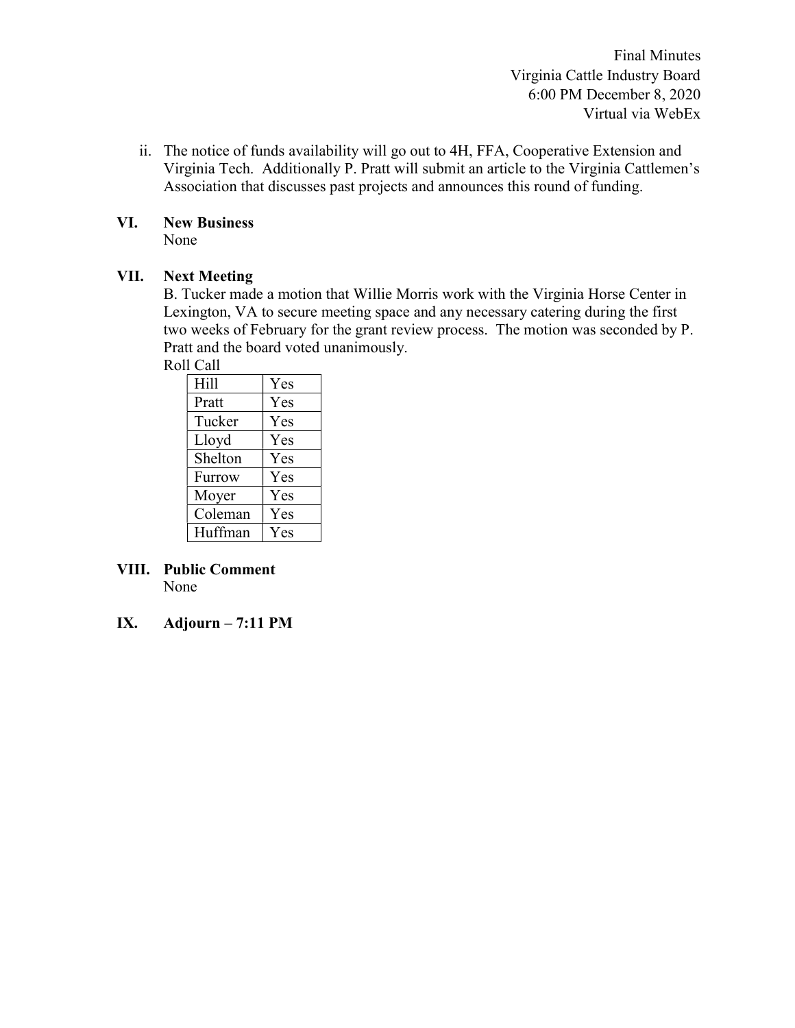Final Minutes
Virginia Cattle Industry Board
6:00 PM December 8, 2020
Virtual via WebEx

ii. The notice of funds availability will go out to 4H, FFA, Cooperative Extension and Virginia Tech. Additionally P. Pratt will submit an article to the Virginia Cattlemen's Association that discusses past projects and announces this round of funding.

## VI. New Business

None

## VII. Next Meeting

B. Tucker made a motion that Willie Morris work with the Virginia Horse Center in Lexington, VA to secure meeting space and any necessary catering during the first two weeks of February for the grant review process. The motion was seconded by P. Pratt and the board voted unanimously.

Roll Call

| | |
|---|---|
| Hill | Yes |
| Pratt | Yes |
| Tucker | Yes |
| Lloyd | Yes |
| Shelton | Yes |
| Furrow | Yes |
| Moyer | Yes |
| Coleman | Yes |
| Huffman | Yes |

## VIII. Public Comment

None

## IX. Adjourn – 7:11 PM